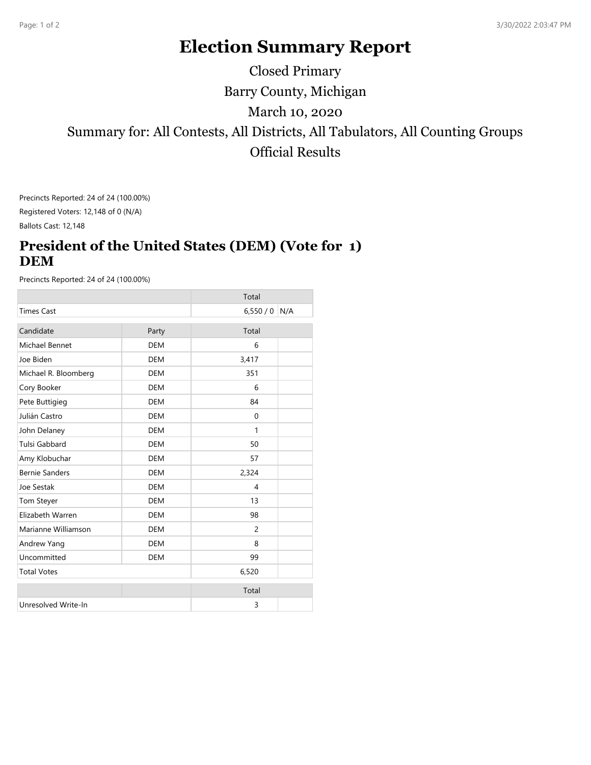# Election Summary Report

Closed Primary

Barry County, Michigan

March 10, 2020

Summary for: All Contests, All Districts, All Tabulators, All Counting Groups

Official Results

Precincts Reported: 24 of 24 (100.00%)

Registered Voters: 12,148 of 0 (N/A)

Ballots Cast: 12,148

## President of the United States (DEM) (Vote for 1) DEM

Precincts Reported: 24 of 24 (100.00%)

| | Total | |
|---|---|---|
| Times Cast | 6,550 / 0 | N/A |

| Candidate | Party | Total | |
|---|---|---|---|
| Michael Bennet | DEM | 6 | |
| Joe Biden | DEM | 3,417 | |
| Michael R. Bloomberg | DEM | 351 | |
| Cory Booker | DEM | 6 | |
| Pete Buttigieg | DEM | 84 | |
| Julián Castro | DEM | 0 | |
| John Delaney | DEM | 1 | |
| Tulsi Gabbard | DEM | 50 | |
| Amy Klobuchar | DEM | 57 | |
| Bernie Sanders | DEM | 2,324 | |
| Joe Sestak | DEM | 4 | |
| Tom Steyer | DEM | 13 | |
| Elizabeth Warren | DEM | 98 | |
| Marianne Williamson | DEM | 2 | |
| Andrew Yang | DEM | 8 | |
| Uncommitted | DEM | 99 | |
| Total Votes | | 6,520 | |

| | | Total | |
|---|---|---|---|
| Unresolved Write-In | | 3 | |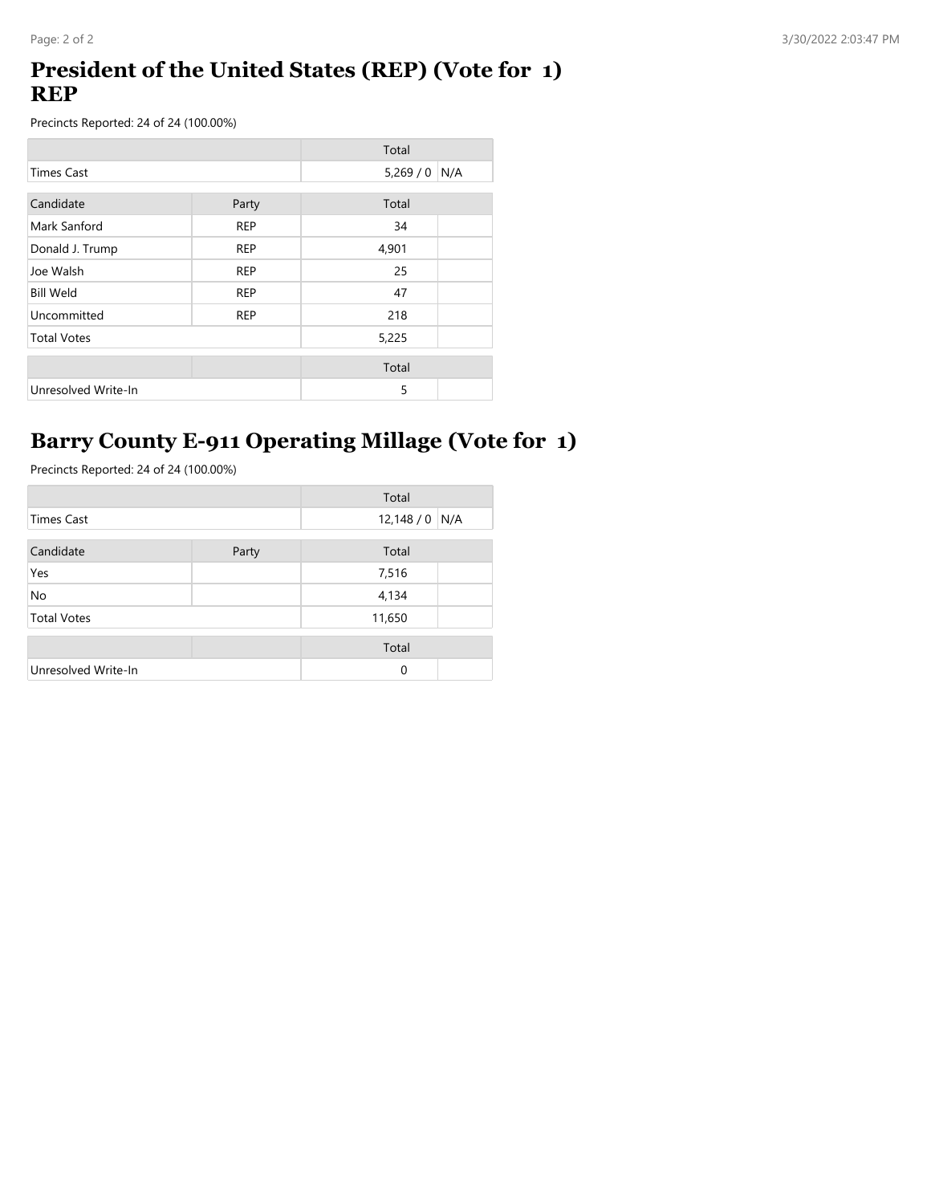# President of the United States (REP) (Vote for 1) REP

Precincts Reported: 24 of 24 (100.00%)

| | | Total | |
|---|---|---|---|
| Times Cast | | 5,269 / 0 | N/A |

| Candidate | Party | Total | |
|---|---|---|---|
| Mark Sanford | REP | 34 | |
| Donald J. Trump | REP | 4,901 | |
| Joe Walsh | REP | 25 | |
| Bill Weld | REP | 47 | |
| Uncommitted | REP | 218 | |
| Total Votes | | 5,225 | |

| | | Total | |
|---|---|---|---|
| Unresolved Write-In | | 5 | |

# Barry County E-911 Operating Millage (Vote for 1)

Precincts Reported: 24 of 24 (100.00%)

| | | Total | |
|---|---|---|---|
| Times Cast | | 12,148 / 0 | N/A |

| Candidate | Party | Total | |
|---|---|---|---|
| Yes | | 7,516 | |
| No | | 4,134 | |
| Total Votes | | 11,650 | |

| | | Total | |
|---|---|---|---|
| Unresolved Write-In | | 0 | |